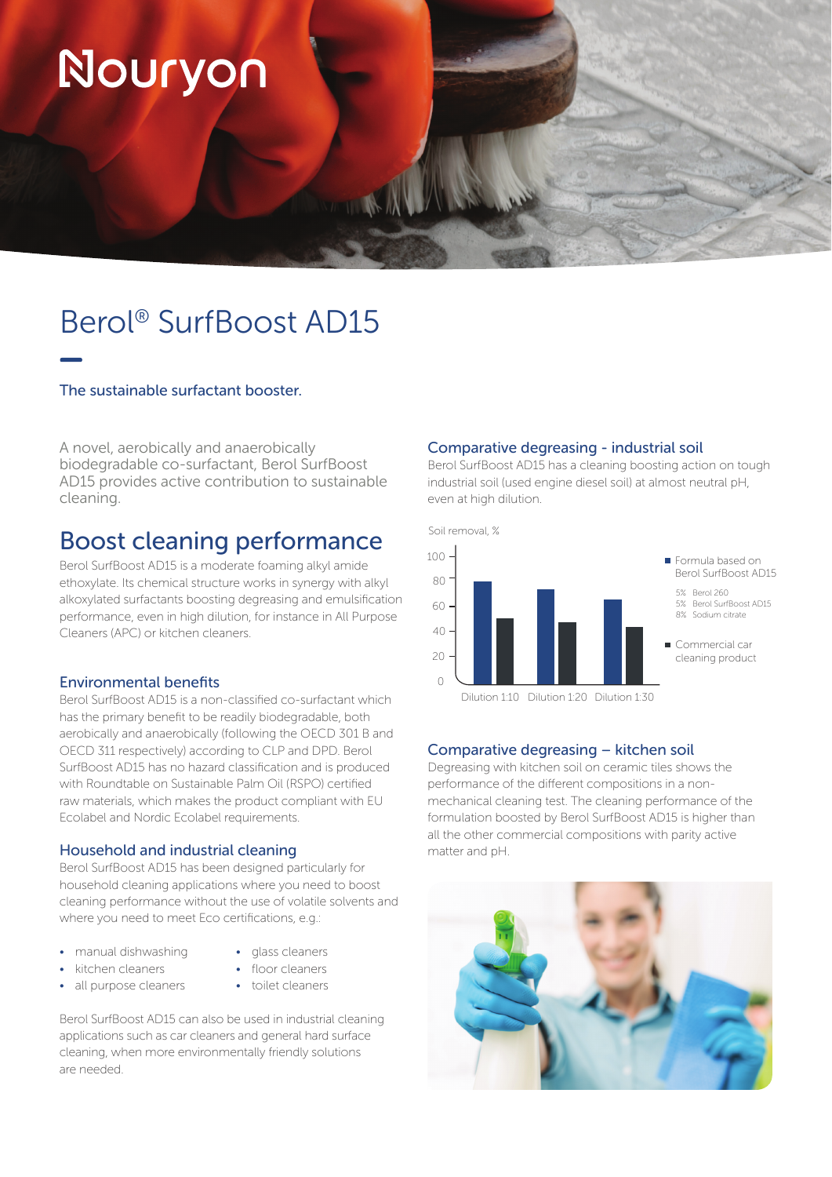# Berol® SurfBoost AD15

The sustainable surfactant booster.

A novel, aerobically and anaerobically biodegradable co-surfactant, Berol SurfBoost AD15 provides active contribution to sustainable cleaning.

## Boost cleaning performance

Berol SurfBoost AD15 is a moderate foaming alkyl amide ethoxylate. Its chemical structure works in synergy with alkyl alkoxylated surfactants boosting degreasing and emulsification performance, even in high dilution, for instance in All Purpose Cleaners (APC) or kitchen cleaners.

### Environmental benefits

Berol SurfBoost AD15 is a non-classified co-surfactant which has the primary benefit to be readily biodegradable, both aerobically and anaerobically (following the OECD 301 B and OECD 311 respectively) according to CLP and DPD. Berol SurfBoost AD15 has no hazard classification and is produced with Roundtable on Sustainable Palm Oil (RSPO) certified raw materials, which makes the product compliant with EU Ecolabel and Nordic Ecolabel requirements.

### Household and industrial cleaning

Berol SurfBoost AD15 has been designed particularly for household cleaning applications where you need to boost cleaning performance without the use of volatile solvents and where you need to meet Eco certifications, e.g.:

- manual dishwashing
- kitchen cleaners
- all purpose cleaners
- glass cleaners
- floor cleaners
- toilet cleaners

Berol SurfBoost AD15 can also be used in industrial cleaning applications such as car cleaners and general hard surface cleaning, when more environmentally friendly solutions are needed.

### Comparative degreasing - industrial soil

Berol SurfBoost AD15 has a cleaning boosting action on tough industrial soil (used engine diesel soil) at almost neutral pH, even at high dilution.

Soil removal, %

- Formula based on Berol SurfBoost AD15
  - 5% Berol 260
  - 5% Berol SurfBoost AD15
  - 8% Sodium citrate
- Commercial car cleaning product

Dilution 1:10 | Dilution 1:20 | Dilution 1:30

### Comparative degreasing – kitchen soil

Degreasing with kitchen soil on ceramic tiles shows the performance of the different compositions in a non-mechanical cleaning test. The cleaning performance of the formulation boosted by Berol SurfBoost AD15 is higher than all the other commercial compositions with parity active matter and pH.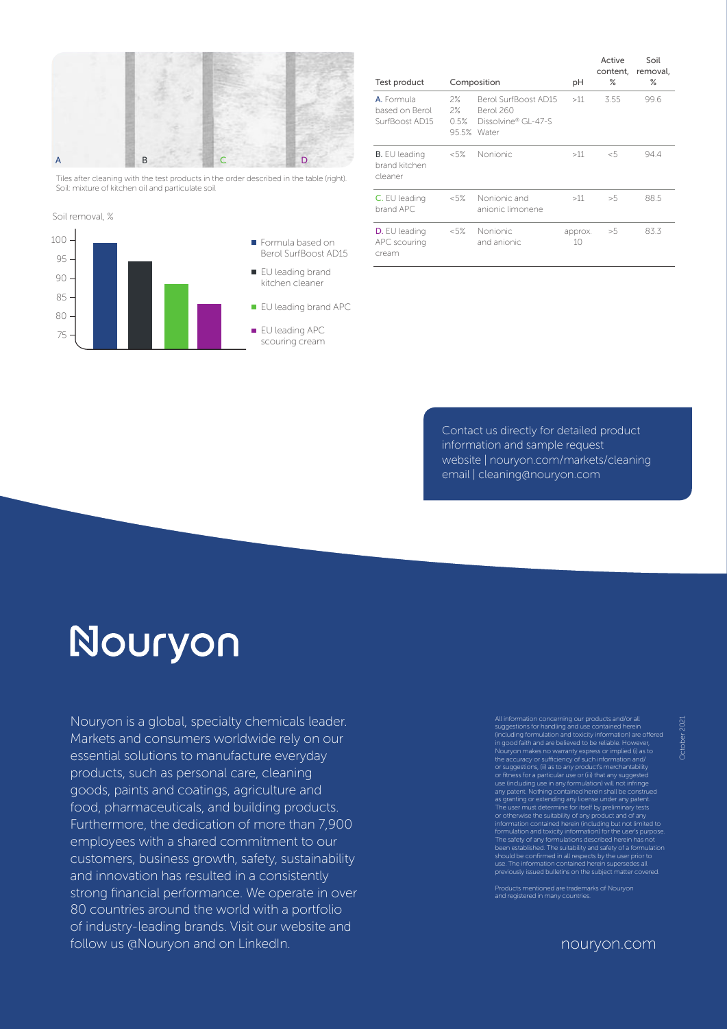A B C D

Tiles after cleaning with the test products in the order described in the table (right). Soil: mixture of kitchen oil and particulate soil

Soil removal, %

100
95
90
85
80
75

Formula based on Berol SurfBoost AD15

EU leading brand kitchen cleaner

EU leading brand APC

EU leading APC scouring cream

| Test product | Composition | | pH | Active content, % | Soil removal, % |
|---|---|---|---|---|---|
| A. Formula based on Berol SurfBoost AD15 | 2%<br>2%<br>0.5%<br>95.5% | Berol SurfBoost AD15<br>Berol 260<br>Dissolvine® GL-47-S<br>Water | >11 | 3.55 | 99.6 |
| B. EU leading brand kitchen cleaner | <5% | Nonionic | >11 | <5 | 94.4 |
| C. EU leading brand APC | <5% | Nonionic and anionic limonene | >11 | >5 | 88.5 |
| D. EU leading APC scouring cream | <5% | Nonionic and anionic | approx. 10 | >5 | 83.3 |

Contact us directly for detailed product information and sample request
website | nouryon.com/markets/cleaning
email | cleaning@nouryon.com

# Nouryon

Nouryon is a global, specialty chemicals leader. Markets and consumers worldwide rely on our essential solutions to manufacture everyday products, such as personal care, cleaning goods, paints and coatings, agriculture and food, pharmaceuticals, and building products. Furthermore, the dedication of more than 7,900 employees with a shared commitment to our customers, business growth, safety, sustainability and innovation has resulted in a consistently strong financial performance. We operate in over 80 countries around the world with a portfolio of industry-leading brands. Visit our website and follow us @Nouryon and on LinkedIn.

All information concerning our products and/or all suggestions for handling and use contained herein (including formulation and toxicity information) are offered in good faith and are believed to be reliable. However, Nouryon makes no warranty express or implied (i) as to the accuracy or sufficiency of such information and/or suggestions, (ii) as to any product's merchantability or fitness for a particular use or (iii) that any suggested use (including use in any formulation) will not infringe any patent. Nothing contained herein shall be construed as granting or extending any license under any patent. The user must determine for itself by preliminary tests or otherwise the suitability of any product and of any information contained herein (including but not limited to formulation and toxicity information) for the user's purpose. The safety of any formulations described herein has not been established. The suitability and safety of a formulation should be confirmed in all respects by the user prior to use. The information contained herein supersedes all previously issued bulletins on the subject matter covered.

Products mentioned are trademarks of Nouryon and registered in many countries.

October 2021

nouryon.com